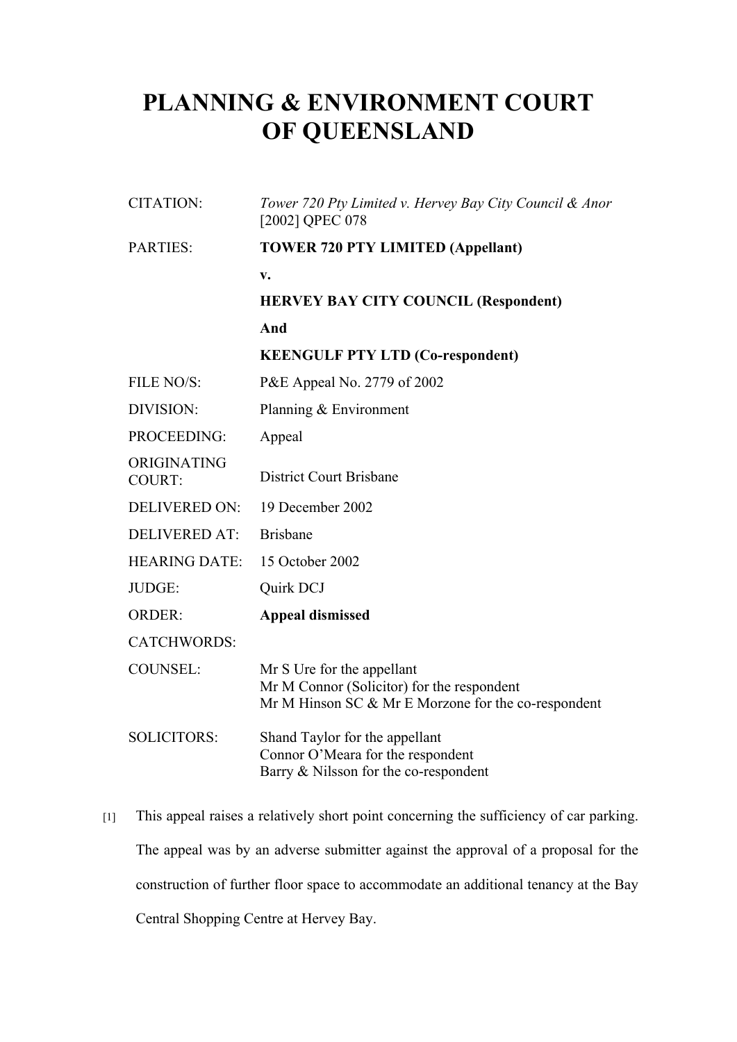# PLANNING & ENVIRONMENT COURT OF QUEENSLAND

| | |
|---|---|
| CITATION: | *Tower 720 Pty Limited v. Hervey Bay City Council & Anor* [2002] QPEC 078 |
| PARTIES: | **TOWER 720 PTY LIMITED (Appellant)** |
| | **v.** |
| | **HERVEY BAY CITY COUNCIL (Respondent)** |
| | **And** |
| | **KEENGULF PTY LTD (Co-respondent)** |
| FILE NO/S: | P&E Appeal No. 2779 of 2002 |
| DIVISION: | Planning & Environment |
| PROCEEDING: | Appeal |
| ORIGINATING COURT: | District Court Brisbane |
| DELIVERED ON: | 19 December 2002 |
| DELIVERED AT: | Brisbane |
| HEARING DATE: | 15 October 2002 |
| JUDGE: | Quirk DCJ |
| ORDER: | **Appeal dismissed** |
| CATCHWORDS: | |
| COUNSEL: | Mr S Ure for the appellant<br>Mr M Connor (Solicitor) for the respondent<br>Mr M Hinson SC & Mr E Morzone for the co-respondent |
| SOLICITORS: | Shand Taylor for the appellant<br>Connor O'Meara for the respondent<br>Barry & Nilsson for the co-respondent |

[1] This appeal raises a relatively short point concerning the sufficiency of car parking. The appeal was by an adverse submitter against the approval of a proposal for the construction of further floor space to accommodate an additional tenancy at the Bay Central Shopping Centre at Hervey Bay.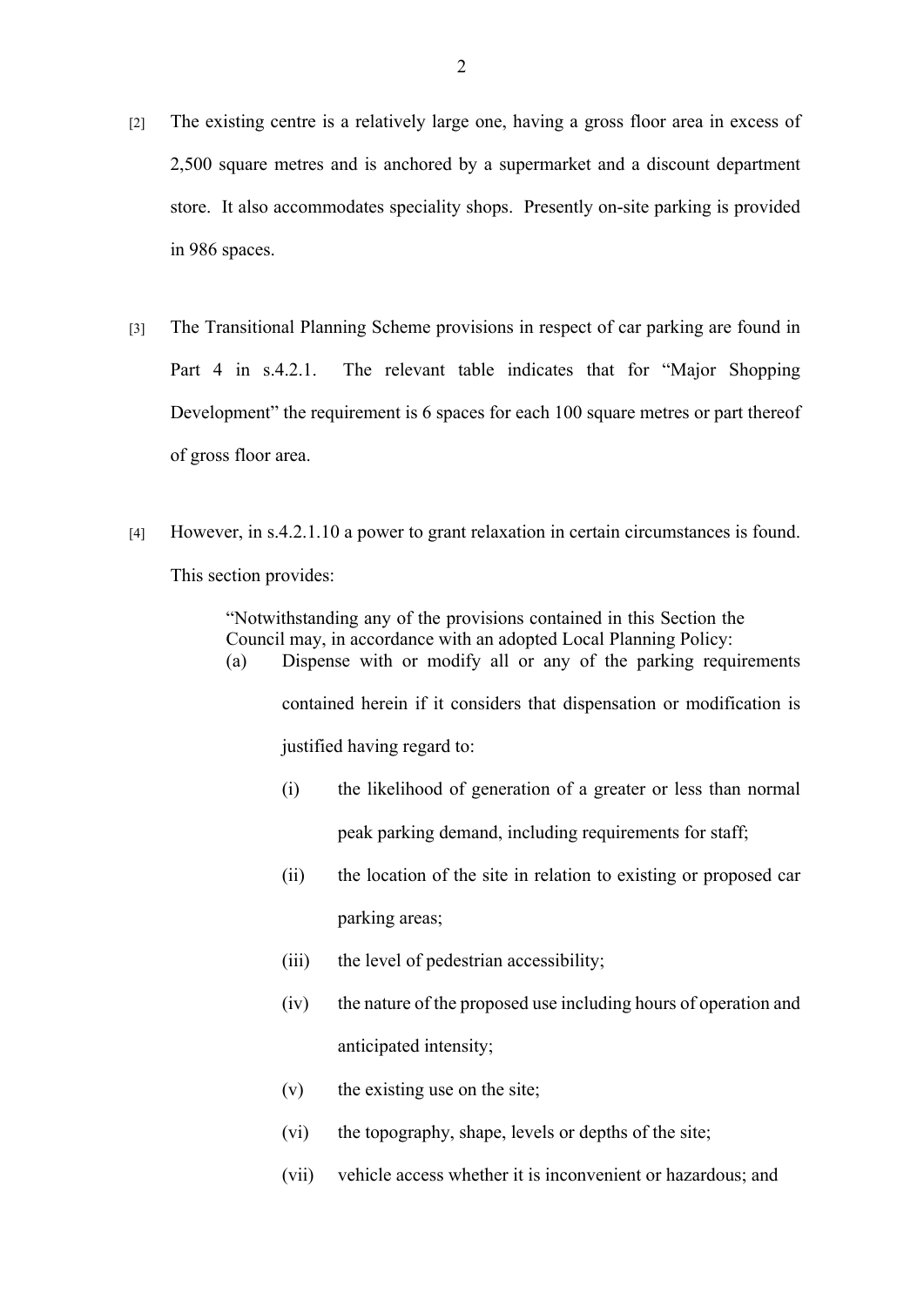[2] The existing centre is a relatively large one, having a gross floor area in excess of 2,500 square metres and is anchored by a supermarket and a discount department store. It also accommodates speciality shops. Presently on-site parking is provided in 986 spaces.

[3] The Transitional Planning Scheme provisions in respect of car parking are found in Part 4 in s.4.2.1. The relevant table indicates that for "Major Shopping Development" the requirement is 6 spaces for each 100 square metres or part thereof of gross floor area.

[4] However, in s.4.2.1.10 a power to grant relaxation in certain circumstances is found. This section provides:

> "Notwithstanding any of the provisions contained in this Section the Council may, in accordance with an adopted Local Planning Policy:
>
> (a) Dispense with or modify all or any of the parking requirements contained herein if it considers that dispensation or modification is justified having regard to:
>
> (i) the likelihood of generation of a greater or less than normal peak parking demand, including requirements for staff;
>
> (ii) the location of the site in relation to existing or proposed car parking areas;
>
> (iii) the level of pedestrian accessibility;
>
> (iv) the nature of the proposed use including hours of operation and anticipated intensity;
>
> (v) the existing use on the site;
>
> (vi) the topography, shape, levels or depths of the site;
>
> (vii) vehicle access whether it is inconvenient or hazardous; and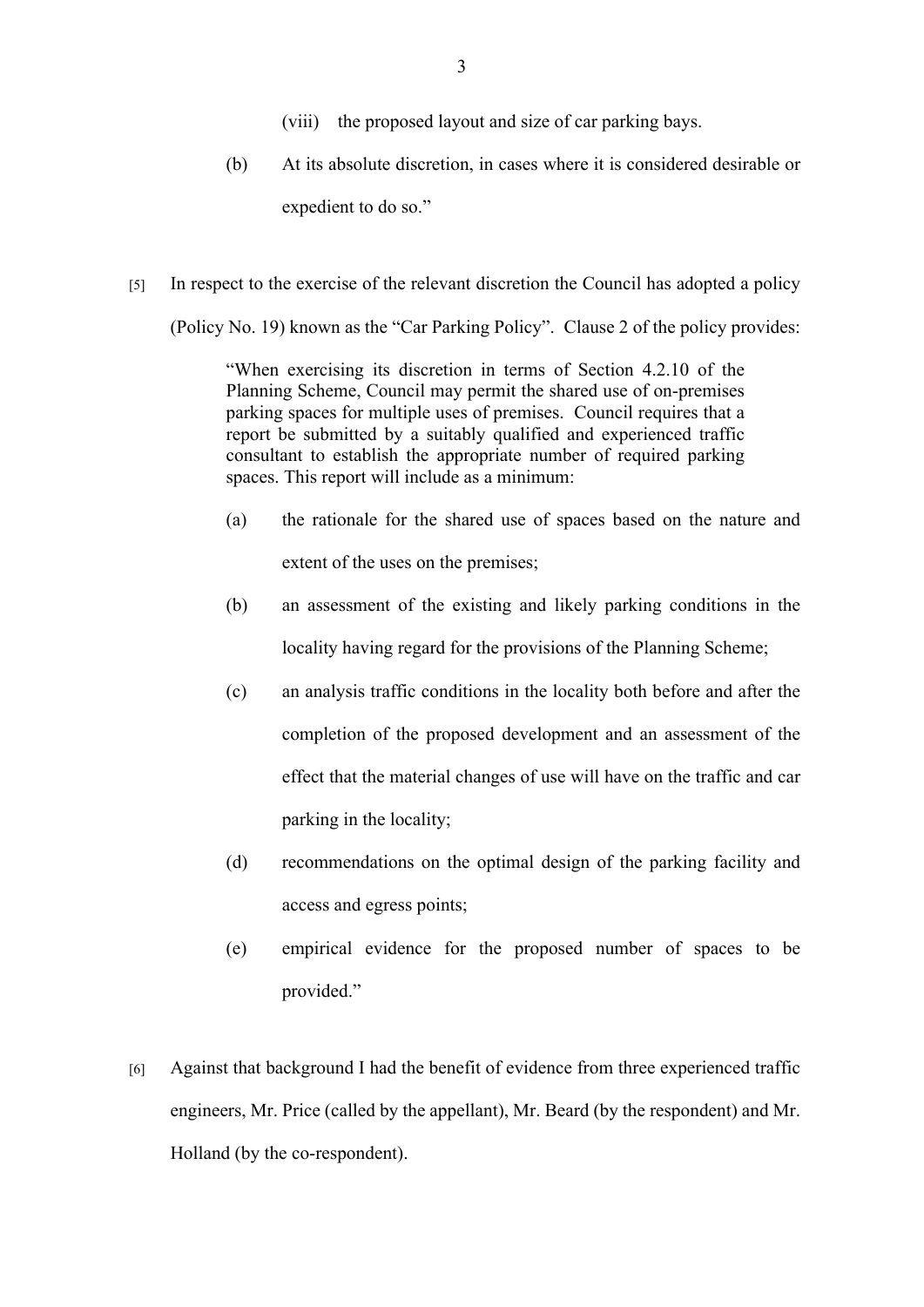(viii) the proposed layout and size of car parking bays.

(b) At its absolute discretion, in cases where it is considered desirable or expedient to do so."

[5] In respect to the exercise of the relevant discretion the Council has adopted a policy (Policy No. 19) known as the "Car Parking Policy". Clause 2 of the policy provides:

> "When exercising its discretion in terms of Section 4.2.10 of the Planning Scheme, Council may permit the shared use of on-premises parking spaces for multiple uses of premises. Council requires that a report be submitted by a suitably qualified and experienced traffic consultant to establish the appropriate number of required parking spaces. This report will include as a minimum:
>
> (a) the rationale for the shared use of spaces based on the nature and extent of the uses on the premises;
>
> (b) an assessment of the existing and likely parking conditions in the locality having regard for the provisions of the Planning Scheme;
>
> (c) an analysis traffic conditions in the locality both before and after the completion of the proposed development and an assessment of the effect that the material changes of use will have on the traffic and car parking in the locality;
>
> (d) recommendations on the optimal design of the parking facility and access and egress points;
>
> (e) empirical evidence for the proposed number of spaces to be provided."

[6] Against that background I had the benefit of evidence from three experienced traffic engineers, Mr. Price (called by the appellant), Mr. Beard (by the respondent) and Mr. Holland (by the co-respondent).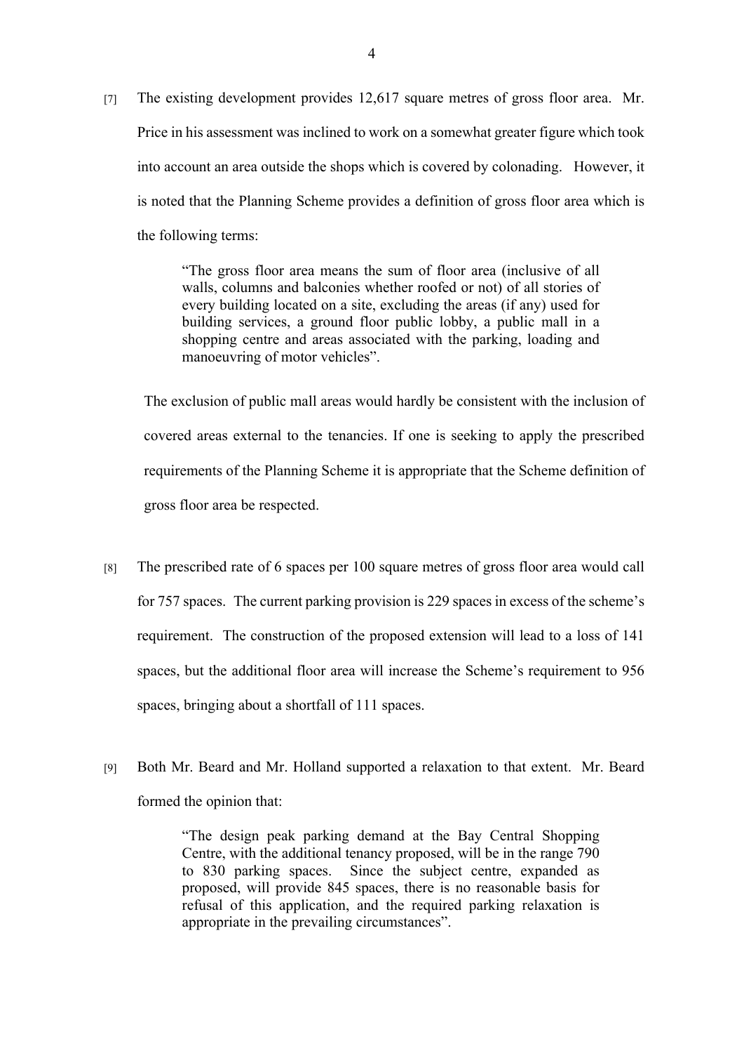[7] The existing development provides 12,617 square metres of gross floor area. Mr. Price in his assessment was inclined to work on a somewhat greater figure which took into account an area outside the shops which is covered by colonading. However, it is noted that the Planning Scheme provides a definition of gross floor area which is the following terms:

> "The gross floor area means the sum of floor area (inclusive of all walls, columns and balconies whether roofed or not) of all stories of every building located on a site, excluding the areas (if any) used for building services, a ground floor public lobby, a public mall in a shopping centre and areas associated with the parking, loading and manoeuvring of motor vehicles".

The exclusion of public mall areas would hardly be consistent with the inclusion of covered areas external to the tenancies. If one is seeking to apply the prescribed requirements of the Planning Scheme it is appropriate that the Scheme definition of gross floor area be respected.

[8] The prescribed rate of 6 spaces per 100 square metres of gross floor area would call for 757 spaces. The current parking provision is 229 spaces in excess of the scheme's requirement. The construction of the proposed extension will lead to a loss of 141 spaces, but the additional floor area will increase the Scheme's requirement to 956 spaces, bringing about a shortfall of 111 spaces.

[9] Both Mr. Beard and Mr. Holland supported a relaxation to that extent. Mr. Beard formed the opinion that:

> "The design peak parking demand at the Bay Central Shopping Centre, with the additional tenancy proposed, will be in the range 790 to 830 parking spaces. Since the subject centre, expanded as proposed, will provide 845 spaces, there is no reasonable basis for refusal of this application, and the required parking relaxation is appropriate in the prevailing circumstances".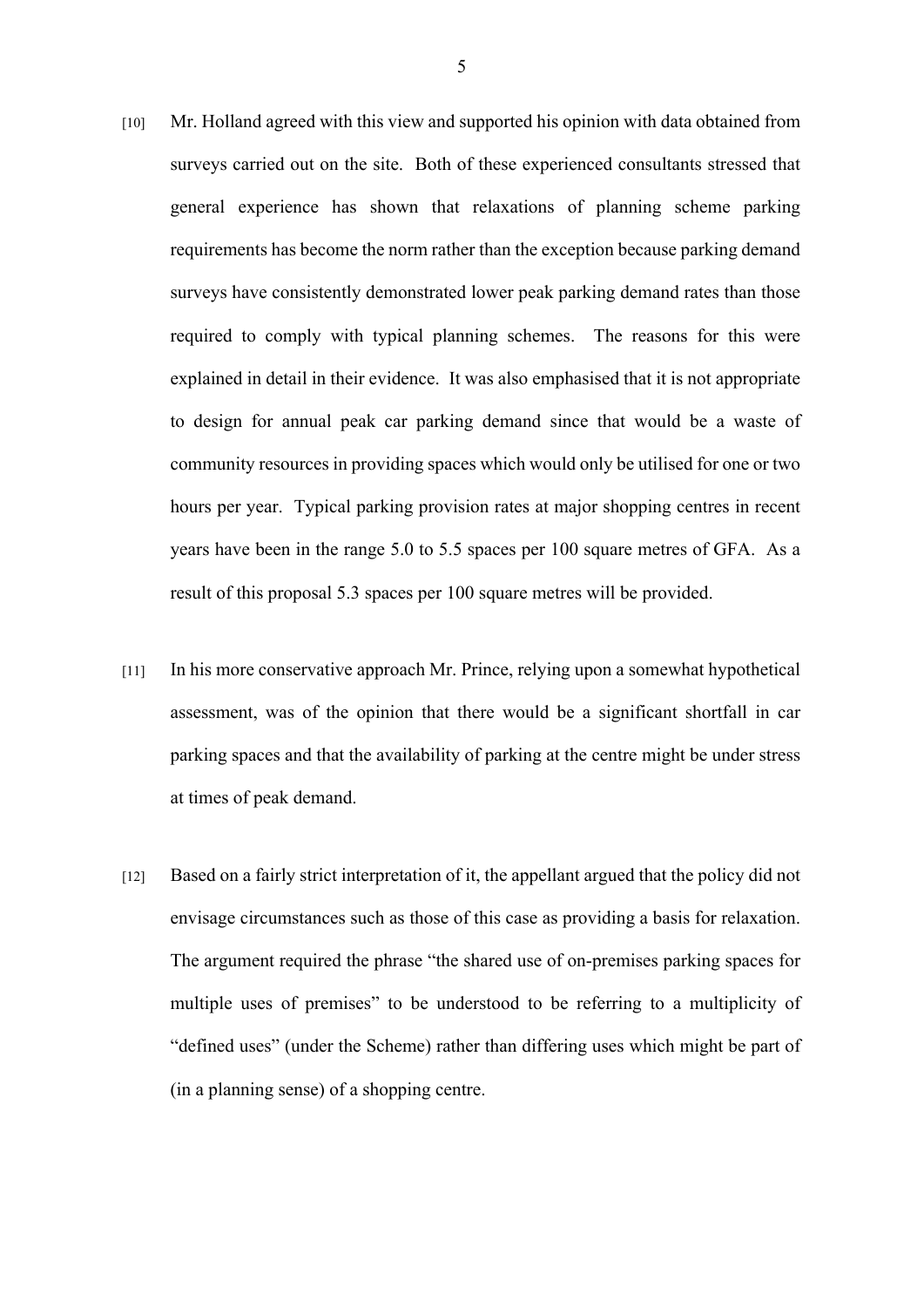[10] Mr. Holland agreed with this view and supported his opinion with data obtained from surveys carried out on the site. Both of these experienced consultants stressed that general experience has shown that relaxations of planning scheme parking requirements has become the norm rather than the exception because parking demand surveys have consistently demonstrated lower peak parking demand rates than those required to comply with typical planning schemes. The reasons for this were explained in detail in their evidence. It was also emphasised that it is not appropriate to design for annual peak car parking demand since that would be a waste of community resources in providing spaces which would only be utilised for one or two hours per year. Typical parking provision rates at major shopping centres in recent years have been in the range 5.0 to 5.5 spaces per 100 square metres of GFA. As a result of this proposal 5.3 spaces per 100 square metres will be provided.

[11] In his more conservative approach Mr. Prince, relying upon a somewhat hypothetical assessment, was of the opinion that there would be a significant shortfall in car parking spaces and that the availability of parking at the centre might be under stress at times of peak demand.

[12] Based on a fairly strict interpretation of it, the appellant argued that the policy did not envisage circumstances such as those of this case as providing a basis for relaxation. The argument required the phrase "the shared use of on-premises parking spaces for multiple uses of premises" to be understood to be referring to a multiplicity of "defined uses" (under the Scheme) rather than differing uses which might be part of (in a planning sense) of a shopping centre.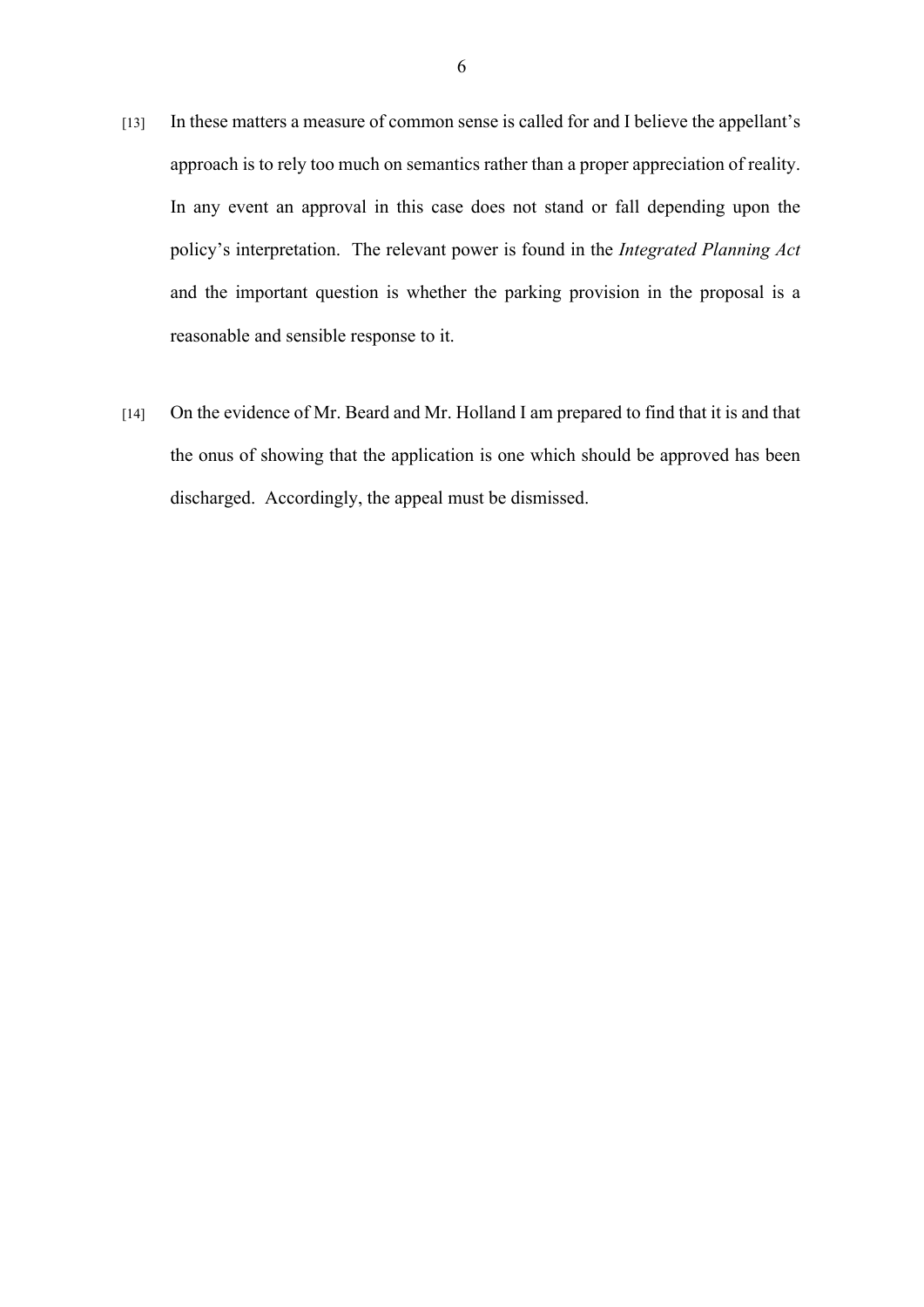[13] In these matters a measure of common sense is called for and I believe the appellant's approach is to rely too much on semantics rather than a proper appreciation of reality. In any event an approval in this case does not stand or fall depending upon the policy's interpretation. The relevant power is found in the *Integrated Planning Act* and the important question is whether the parking provision in the proposal is a reasonable and sensible response to it.

[14] On the evidence of Mr. Beard and Mr. Holland I am prepared to find that it is and that the onus of showing that the application is one which should be approved has been discharged. Accordingly, the appeal must be dismissed.